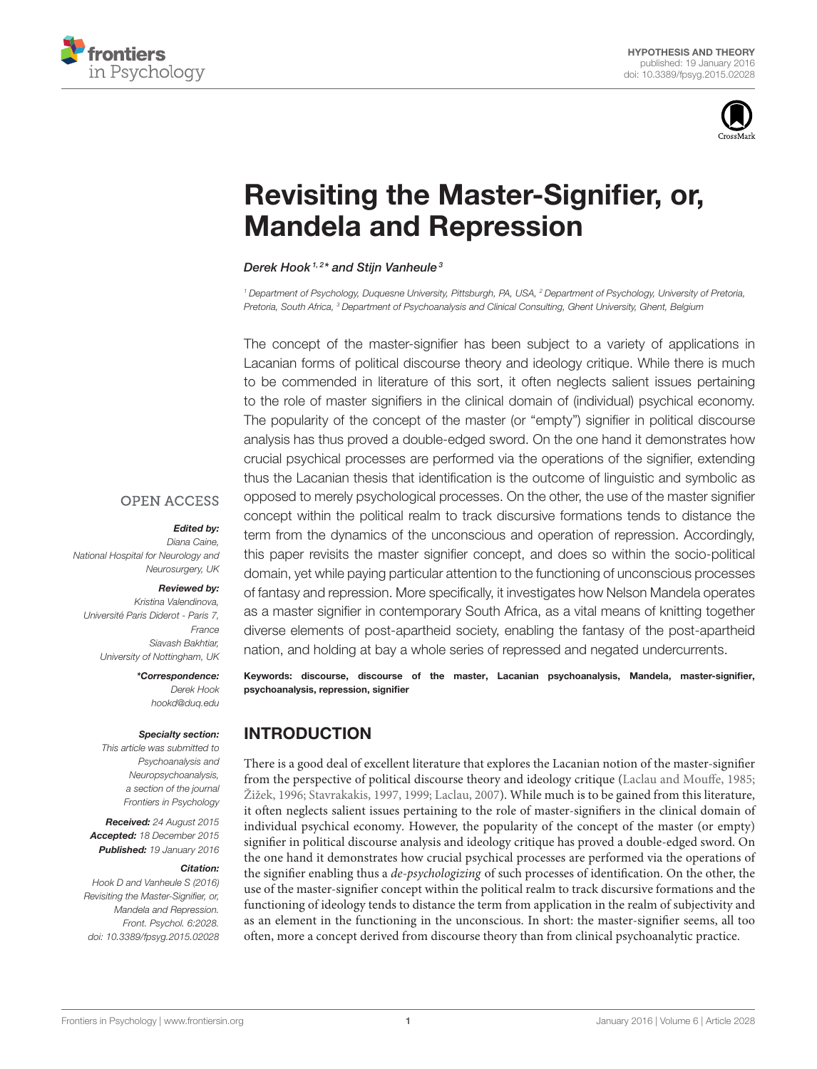HYPOTHESIS AND THEORY
published: 19 January 2016
doi: 10.3389/fpsyg.2015.02028

# Revisiting the Master-Signifier, or, Mandela and Repression

*Derek Hook[1,2]* and Stijn Vanheule[3]*

[1] Department of Psychology, Duquesne University, Pittsburgh, PA, USA, [2] Department of Psychology, University of Pretoria, Pretoria, South Africa, [3] Department of Psychoanalysis and Clinical Consulting, Ghent University, Ghent, Belgium

The concept of the master-signifier has been subject to a variety of applications in Lacanian forms of political discourse theory and ideology critique. While there is much to be commended in literature of this sort, it often neglects salient issues pertaining to the role of master signifiers in the clinical domain of (individual) psychical economy. The popularity of the concept of the master (or "empty") signifier in political discourse analysis has thus proved a double-edged sword. On the one hand it demonstrates how crucial psychical processes are performed via the operations of the signifier, extending thus the Lacanian thesis that identification is the outcome of linguistic and symbolic as opposed to merely psychological processes. On the other, the use of the master signifier concept within the political realm to track discursive formations tends to distance the term from the dynamics of the unconscious and operation of repression. Accordingly, this paper revisits the master signifier concept, and does so within the socio-political domain, yet while paying particular attention to the functioning of unconscious processes of fantasy and repression. More specifically, it investigates how Nelson Mandela operates as a master signifier in contemporary South Africa, as a vital means of knitting together diverse elements of post-apartheid society, enabling the fantasy of the post-apartheid nation, and holding at bay a whole series of repressed and negated undercurrents.

**Keywords: discourse, discourse of the master, Lacanian psychoanalysis, Mandela, master-signifier, psychoanalysis, repression, signifier**

OPEN ACCESS

***Edited by:***
*Diana Caine,*
*National Hospital for Neurology and Neurosurgery, UK*

***Reviewed by:***
*Kristina Valendinova,*
*Université Paris Diderot - Paris 7, France*
*Siavash Bakhtiar,*
*University of Nottingham, UK*

***\*Correspondence:***
*Derek Hook*
*hookd@duq.edu*

***Specialty section:***
*This article was submitted to Psychoanalysis and Neuropsychoanalysis, a section of the journal Frontiers in Psychology*

***Received:*** *24 August 2015*
***Accepted:*** *18 December 2015*
***Published:*** *19 January 2016*

***Citation:***
*Hook D and Vanheule S (2016) Revisiting the Master-Signifier, or, Mandela and Repression. Front. Psychol. 6:2028. doi: 10.3389/fpsyg.2015.02028*

## INTRODUCTION

There is a good deal of excellent literature that explores the Lacanian notion of the master-signifier from the perspective of political discourse theory and ideology critique (Laclau and Mouffe, 1985; Žižek, 1996; Stavrakakis, 1997, 1999; Laclau, 2007). While much is to be gained from this literature, it often neglects salient issues pertaining to the role of master-signifiers in the clinical domain of individual psychical economy. However, the popularity of the concept of the master (or empty) signifier in political discourse analysis and ideology critique has proved a double-edged sword. On the one hand it demonstrates how crucial psychical processes are performed via the operations of the signifier enabling thus a *de-psychologizing* of such processes of identification. On the other, the use of the master-signifier concept within the political realm to track discursive formations and the functioning of ideology tends to distance the term from application in the realm of subjectivity and as an element in the functioning in the unconscious. In short: the master-signifier seems, all too often, more a concept derived from discourse theory than from clinical psychoanalytic practice.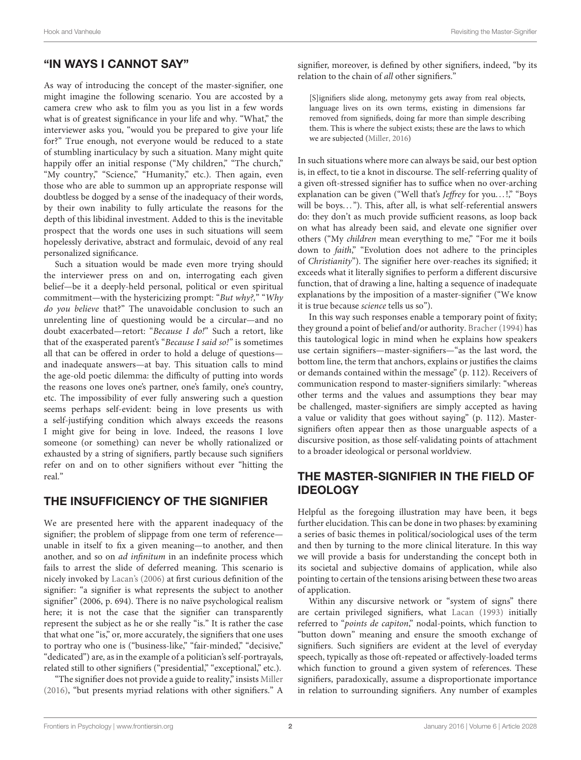## "IN WAYS I CANNOT SAY"

As way of introducing the concept of the master-signifier, one might imagine the following scenario. You are accosted by a camera crew who ask to film you as you list in a few words what is of greatest significance in your life and why. "What," the interviewer asks you, "would you be prepared to give your life for?" True enough, not everyone would be reduced to a state of stumbling inarticulacy by such a situation. Many might quite happily offer an initial response ("My children," "The church," "My country," "Science," "Humanity," etc.). Then again, even those who are able to summon up an appropriate response will doubtless be dogged by a sense of the inadequacy of their words, by their own inability to fully articulate the reasons for the depth of this libidinal investment. Added to this is the inevitable prospect that the words one uses in such situations will seem hopelessly derivative, abstract and formulaic, devoid of any real personalized significance.

Such a situation would be made even more trying should the interviewer press on and on, interrogating each given belief—be it a deeply-held personal, political or even spiritual commitment—with the hystericizing prompt: "*But why?*," "*Why do you believe* that?" The unavoidable conclusion to such an unrelenting line of questioning would be a circular—and no doubt exacerbated—retort: "*Because I do!*" Such a retort, like that of the exasperated parent's "*Because I said so!*" is sometimes all that can be offered in order to hold a deluge of questions—and inadequate answers—at bay. This situation calls to mind the age-old poetic dilemma: the difficulty of putting into words the reasons one loves one's partner, one's family, one's country, etc. The impossibility of ever fully answering such a question seems perhaps self-evident: being in love presents us with a self-justifying condition which always exceeds the reasons I might give for being in love. Indeed, the reasons I love someone (or something) can never be wholly rationalized or exhausted by a string of signifiers, partly because such signifiers refer on and on to other signifiers without ever "hitting the real."

## THE INSUFFICIENCY OF THE SIGNIFIER

We are presented here with the apparent inadequacy of the signifier; the problem of slippage from one term of reference—unable in itself to fix a given meaning—to another, and then another, and so on *ad infinitum* in an indefinite process which fails to arrest the slide of deferred meaning. This scenario is nicely invoked by Lacan's (2006) at first curious definition of the signifier: "a signifier is what represents the subject to another signifier" (2006, p. 694). There is no naïve psychological realism here; it is not the case that the signifier can transparently represent the subject as he or she really "is." It is rather the case that what one "is," or, more accurately, the signifiers that one uses to portray who one is ("business-like," "fair-minded," "decisive," "dedicated") are, as in the example of a politician's self-portrayals, related still to other signifiers ("presidential," "exceptional," etc.).

"The signifier does not provide a guide to reality," insists Miller (2016), "but presents myriad relations with other signifiers." A signifier, moreover, is defined by other signifiers, indeed, "by its relation to the chain of *all* other signifiers."

> [S]ignifiers slide along, metonymy gets away from real objects, language lives on its own terms, existing in dimensions far removed from signifieds, doing far more than simple describing them. This is where the subject exists; these are the laws to which we are subjected (Miller, 2016)

In such situations where more can always be said, our best option is, in effect, to tie a knot in discourse. The self-referring quality of a given oft-stressed signifier has to suffice when no over-arching explanation can be given ("Well that's *Jeffrey* for you…!," "Boys will be boys…"). This, after all, is what self-referential answers do: they don't as much provide sufficient reasons, as loop back on what has already been said, and elevate one signifier over others ("My *children* mean everything to me," "For me it boils down to *faith*," "Evolution does not adhere to the principles of *Christianity*"). The signifier here over-reaches its signified; it exceeds what it literally signifies to perform a different discursive function, that of drawing a line, halting a sequence of inadequate explanations by the imposition of a master-signifier ("We know it is true because *science* tells us so").

In this way such responses enable a temporary point of fixity; they ground a point of belief and/or authority. Bracher (1994) has this tautological logic in mind when he explains how speakers use certain signifiers—master-signifiers—"as the last word, the bottom line, the term that anchors, explains or justifies the claims or demands contained within the message" (p. 112). Receivers of communication respond to master-signifiers similarly: "whereas other terms and the values and assumptions they bear may be challenged, master-signifiers are simply accepted as having a value or validity that goes without saying" (p. 112). Master-signifiers often appear then as those unarguable aspects of a discursive position, as those self-validating points of attachment to a broader ideological or personal worldview.

## THE MASTER-SIGNIFIER IN THE FIELD OF IDEOLOGY

Helpful as the foregoing illustration may have been, it begs further elucidation. This can be done in two phases: by examining a series of basic themes in political/sociological uses of the term and then by turning to the more clinical literature. In this way we will provide a basis for understanding the concept both in its societal and subjective domains of application, while also pointing to certain of the tensions arising between these two areas of application.

Within any discursive network or "system of signs" there are certain privileged signifiers, what Lacan (1993) initially referred to "*points de capiton*," nodal-points, which function to "button down" meaning and ensure the smooth exchange of signifiers. Such signifiers are evident at the level of everyday speech, typically as those oft-repeated or affectively-loaded terms which function to ground a given system of references. These signifiers, paradoxically, assume a disproportionate importance in relation to surrounding signifiers. Any number of examples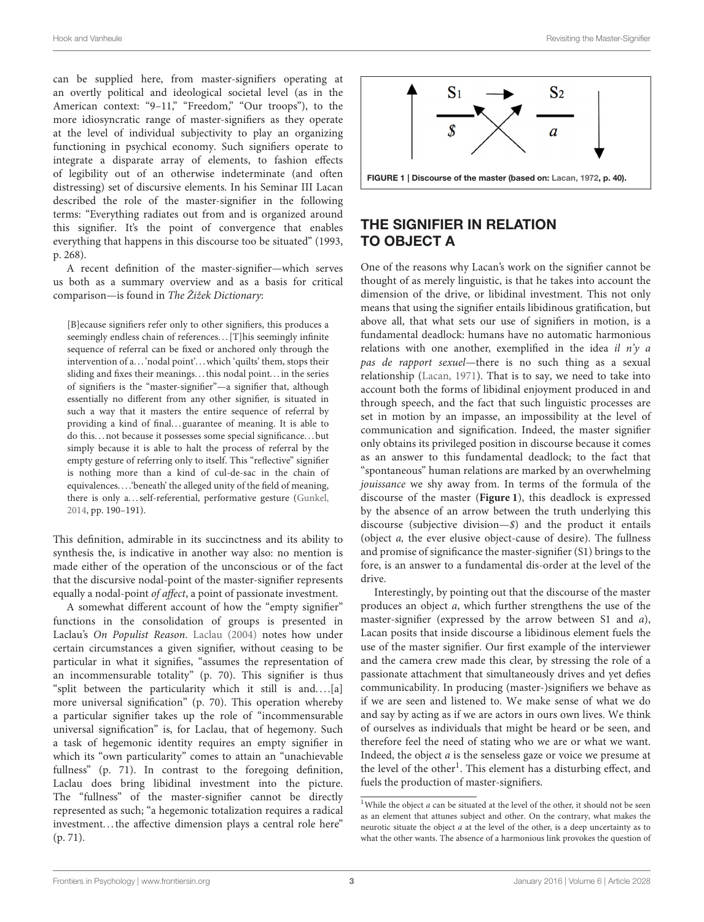can be supplied here, from master-signifiers operating at an overtly political and ideological societal level (as in the American context: "9–11," "Freedom," "Our troops"), to the more idiosyncratic range of master-signifiers as they operate at the level of individual subjectivity to play an organizing functioning in psychical economy. Such signifiers operate to integrate a disparate array of elements, to fashion effects of legibility out of an otherwise indeterminate (and often distressing) set of discursive elements. In his Seminar III Lacan described the role of the master-signifier in the following terms: "Everything radiates out from and is organized around this signifier. It's the point of convergence that enables everything that happens in this discourse too be situated" (1993, p. 268).

A recent definition of the master-signifier—which serves us both as a summary overview and as a basis for critical comparison—is found in *The Žižek Dictionary*:

> [B]ecause signifiers refer only to other signifiers, this produces a seemingly endless chain of references… [T]his seemingly infinite sequence of referral can be fixed or anchored only through the intervention of a…'nodal point'…which 'quilts' them, stops their sliding and fixes their meanings…this nodal point…in the series of signifiers is the "master-signifier"—a signifier that, although essentially no different from any other signifier, is situated in such a way that it masters the entire sequence of referral by providing a kind of final…guarantee of meaning. It is able to do this…not because it possesses some special significance…but simply because it is able to halt the process of referral by the empty gesture of referring only to itself. This "reflective" signifier is nothing more than a kind of cul-de-sac in the chain of equivalences….'beneath' the alleged unity of the field of meaning, there is only a…self-referential, performative gesture (Gunkel, 2014, pp. 190–191).

This definition, admirable in its succinctness and its ability to synthesis the, is indicative in another way also: no mention is made either of the operation of the unconscious or of the fact that the discursive nodal-point of the master-signifier represents equally a nodal-point *of affect*, a point of passionate investment.

A somewhat different account of how the "empty signifier" functions in the consolidation of groups is presented in Laclau's *On Populist Reason*. Laclau (2004) notes how under certain circumstances a given signifier, without ceasing to be particular in what it signifies, "assumes the representation of an incommensurable totality" (p. 70). This signifier is thus "split between the particularity which it still is and….[a] more universal signification" (p. 70). This operation whereby a particular signifier takes up the role of "incommensurable universal signification" is, for Laclau, that of hegemony. Such a task of hegemonic identity requires an empty signifier in which its "own particularity" comes to attain an "unachievable fullness" (p. 71). In contrast to the foregoing definition, Laclau does bring libidinal investment into the picture. The "fullness" of the master-signifier cannot be directly represented as such; "a hegemonic totalization requires a radical investment…the affective dimension plays a central role here" (p. 71).

$$\uparrow \quad \frac{S_1}{\$} \xrightarrow{\quad} \frac{S_2}{a} \quad \downarrow$$

**FIGURE 1 | Discourse of the master (based on: Lacan, 1972, p. 40).**

## THE SIGNIFIER IN RELATION TO OBJECT A

One of the reasons why Lacan's work on the signifier cannot be thought of as merely linguistic, is that he takes into account the dimension of the drive, or libidinal investment. This not only means that using the signifier entails libidinous gratification, but above all, that what sets our use of signifiers in motion, is a fundamental deadlock: humans have no automatic harmonious relations with one another, exemplified in the idea *il n'y a pas de rapport sexuel*—there is no such thing as a sexual relationship (Lacan, 1971). That is to say, we need to take into account both the forms of libidinal enjoyment produced in and through speech, and the fact that such linguistic processes are set in motion by an impasse, an impossibility at the level of communication and signification. Indeed, the master signifier only obtains its privileged position in discourse because it comes as an answer to this fundamental deadlock; to the fact that "spontaneous" human relations are marked by an overwhelming *jouissance* we shy away from. In terms of the formula of the discourse of the master (**Figure 1**), this deadlock is expressed by the absence of an arrow between the truth underlying this discourse (subjective division—$) and the product it entails (object *a*, the ever elusive object-cause of desire). The fullness and promise of significance the master-signifier (S1) brings to the fore, is an answer to a fundamental dis-order at the level of the drive.

Interestingly, by pointing out that the discourse of the master produces an object *a*, which further strengthens the use of the master-signifier (expressed by the arrow between S1 and *a*), Lacan posits that inside discourse a libidinous element fuels the use of the master signifier. Our first example of the interviewer and the camera crew made this clear, by stressing the role of a passionate attachment that simultaneously drives and yet defies communicability. In producing (master-)signifiers we behave as if we are seen and listened to. We make sense of what we do and say by acting as if we are actors in ours own lives. We think of ourselves as individuals that might be heard or be seen, and therefore feel the need of stating who we are or what we want. Indeed, the object *a* is the senseless gaze or voice we presume at the level of the other[1]. This element has a disturbing effect, and fuels the production of master-signifiers.

[1]While the object *a* can be situated at the level of the other, it should not be seen as an element that attunes subject and other. On the contrary, what makes the neurotic situate the object *a* at the level of the other, is a deep uncertainty as to what the other wants. The absence of a harmonious link provokes the question of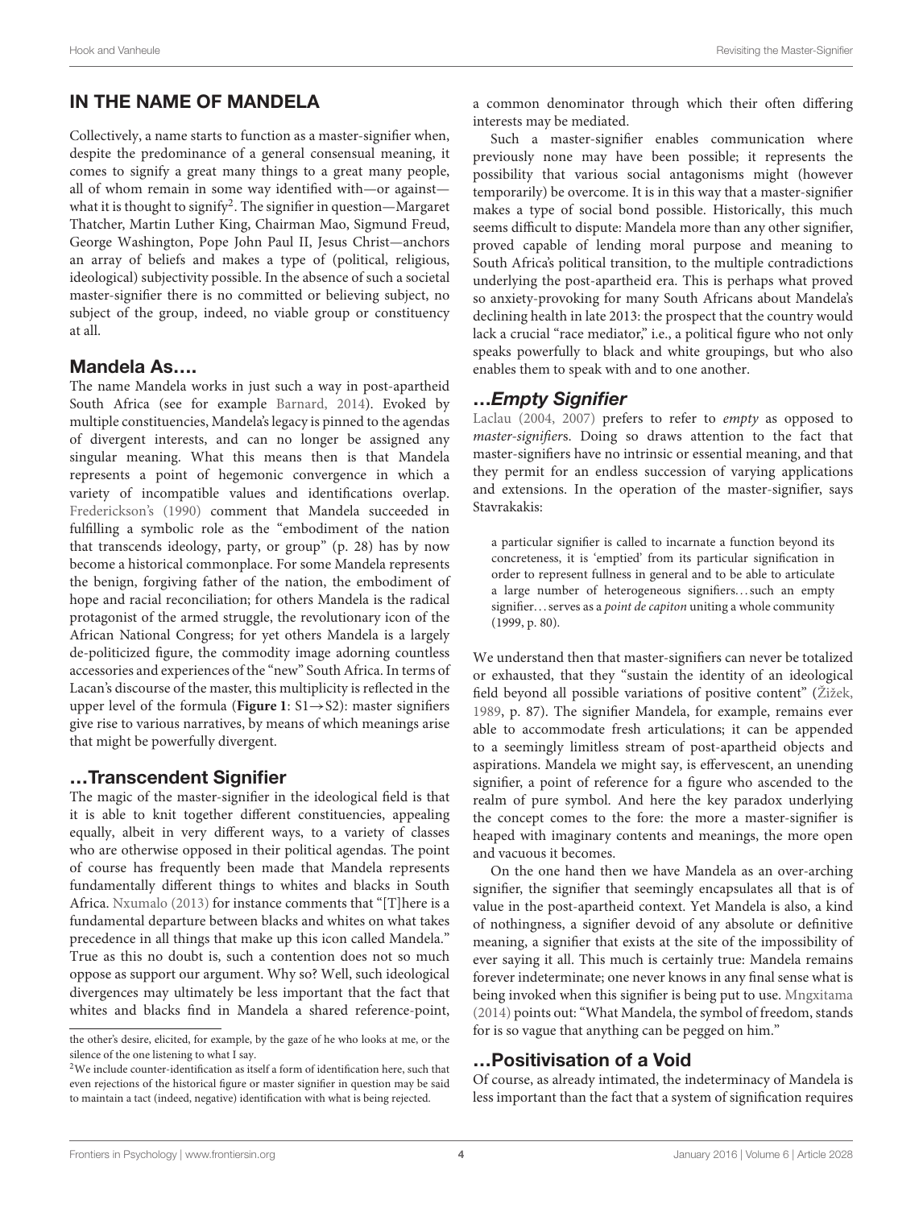## IN THE NAME OF MANDELA

Collectively, a name starts to function as a master-signifier when, despite the predominance of a general consensual meaning, it comes to signify a great many things to a great many people, all of whom remain in some way identified with—or against—what it is thought to signify[2]. The signifier in question—Margaret Thatcher, Martin Luther King, Chairman Mao, Sigmund Freud, George Washington, Pope John Paul II, Jesus Christ—anchors an array of beliefs and makes a type of (political, religious, ideological) subjectivity possible. In the absence of such a societal master-signifier there is no committed or believing subject, no subject of the group, indeed, no viable group or constituency at all.

### Mandela As….

The name Mandela works in just such a way in post-apartheid South Africa (see for example Barnard, 2014). Evoked by multiple constituencies, Mandela's legacy is pinned to the agendas of divergent interests, and can no longer be assigned any singular meaning. What this means then is that Mandela represents a point of hegemonic convergence in which a variety of incompatible values and identifications overlap. Frederickson's (1990) comment that Mandela succeeded in fulfilling a symbolic role as the "embodiment of the nation that transcends ideology, party, or group" (p. 28) has by now become a historical commonplace. For some Mandela represents the benign, forgiving father of the nation, the embodiment of hope and racial reconciliation; for others Mandela is the radical protagonist of the armed struggle, the revolutionary icon of the African National Congress; for yet others Mandela is a largely de-politicized figure, the commodity image adorning countless accessories and experiences of the "new" South Africa. In terms of Lacan's discourse of the master, this multiplicity is reflected in the upper level of the formula (**Figure 1**: $S1 \rightarrow S2$): master signifiers give rise to various narratives, by means of which meanings arise that might be powerfully divergent.

### …Transcendent Signifier

The magic of the master-signifier in the ideological field is that it is able to knit together different constituencies, appealing equally, albeit in very different ways, to a variety of classes who are otherwise opposed in their political agendas. The point of course has frequently been made that Mandela represents fundamentally different things to whites and blacks in South Africa. Nxumalo (2013) for instance comments that "[T]here is a fundamental departure between blacks and whites on what takes precedence in all things that make up this icon called Mandela." True as this no doubt is, such a contention does not so much oppose as support our argument. Why so? Well, such ideological divergences may ultimately be less important that the fact that whites and blacks find in Mandela a shared reference-point, a common denominator through which their often differing interests may be mediated.

Such a master-signifier enables communication where previously none may have been possible; it represents the possibility that various social antagonisms might (however temporarily) be overcome. It is in this way that a master-signifier makes a type of social bond possible. Historically, this much seems difficult to dispute: Mandela more than any other signifier, proved capable of lending moral purpose and meaning to South Africa's political transition, to the multiple contradictions underlying the post-apartheid era. This is perhaps what proved so anxiety-provoking for many South Africans about Mandela's declining health in late 2013: the prospect that the country would lack a crucial "race mediator," i.e., a political figure who not only speaks powerfully to black and white groupings, but who also enables them to speak with and to one another.

### …*Empty Signifier*

Laclau (2004, 2007) prefers to refer to *empty* as opposed to *master-signifier*s. Doing so draws attention to the fact that master-signifiers have no intrinsic or essential meaning, and that they permit for an endless succession of varying applications and extensions. In the operation of the master-signifier, says Stavrakakis:

> a particular signifier is called to incarnate a function beyond its concreteness, it is 'emptied' from its particular signification in order to represent fullness in general and to be able to articulate a large number of heterogeneous signifiers…such an empty signifier…serves as a *point de capiton* uniting a whole community (1999, p. 80).

We understand then that master-signifiers can never be totalized or exhausted, that they "sustain the identity of an ideological field beyond all possible variations of positive content" (Žižek, 1989, p. 87). The signifier Mandela, for example, remains ever able to accommodate fresh articulations; it can be appended to a seemingly limitless stream of post-apartheid objects and aspirations. Mandela we might say, is effervescent, an unending signifier, a point of reference for a figure who ascended to the realm of pure symbol. And here the key paradox underlying the concept comes to the fore: the more a master-signifier is heaped with imaginary contents and meanings, the more open and vacuous it becomes.

On the one hand then we have Mandela as an over-arching signifier, the signifier that seemingly encapsulates all that is of value in the post-apartheid context. Yet Mandela is also, a kind of nothingness, a signifier devoid of any absolute or definitive meaning, a signifier that exists at the site of the impossibility of ever saying it all. This much is certainly true: Mandela remains forever indeterminate; one never knows in any final sense what is being invoked when this signifier is being put to use. Mngxitama (2014) points out: "What Mandela, the symbol of freedom, stands for is so vague that anything can be pegged on him."

### …Positivisation of a Void

Of course, as already intimated, the indeterminacy of Mandela is less important than the fact that a system of signification requires

---

the other's desire, elicited, for example, by the gaze of he who looks at me, or the silence of the one listening to what I say.

[2]We include counter-identification as itself a form of identification here, such that even rejections of the historical figure or master signifier in question may be said to maintain a tact (indeed, negative) identification with what is being rejected.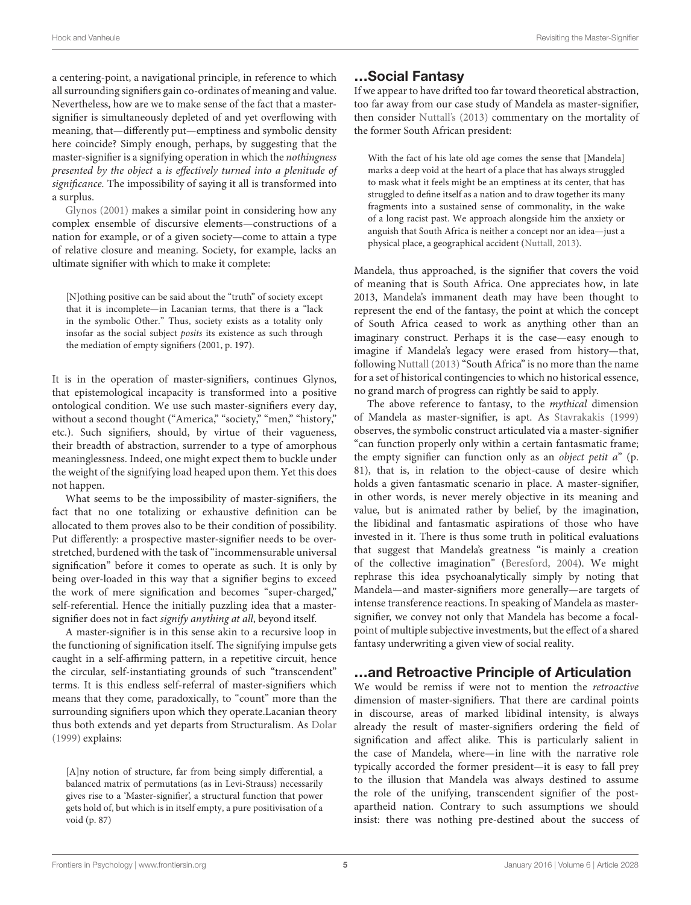a centering-point, a navigational principle, in reference to which all surrounding signifiers gain co-ordinates of meaning and value. Nevertheless, how are we to make sense of the fact that a master-signifier is simultaneously depleted of and yet overflowing with meaning, that—differently put—emptiness and symbolic density here coincide? Simply enough, perhaps, by suggesting that the master-signifier is a signifying operation in which the *nothingness presented by the object* a *is effectively turned into a plenitude of significance.* The impossibility of saying it all is transformed into a surplus.

Glynos (2001) makes a similar point in considering how any complex ensemble of discursive elements—constructions of a nation for example, or of a given society—come to attain a type of relative closure and meaning. Society, for example, lacks an ultimate signifier with which to make it complete:

> [N]othing positive can be said about the "truth" of society except that it is incomplete—in Lacanian terms, that there is a "lack in the symbolic Other." Thus, society exists as a totality only insofar as the social subject *posits* its existence as such through the mediation of empty signifiers (2001, p. 197).

It is in the operation of master-signifiers, continues Glynos, that epistemological incapacity is transformed into a positive ontological condition. We use such master-signifiers every day, without a second thought ("America," "society," "men," "history," etc.). Such signifiers, should, by virtue of their vagueness, their breadth of abstraction, surrender to a type of amorphous meaninglessness. Indeed, one might expect them to buckle under the weight of the signifying load heaped upon them. Yet this does not happen.

What seems to be the impossibility of master-signifiers, the fact that no one totalizing or exhaustive definition can be allocated to them proves also to be their condition of possibility. Put differently: a prospective master-signifier needs to be over-stretched, burdened with the task of "incommensurable universal signification" before it comes to operate as such. It is only by being over-loaded in this way that a signifier begins to exceed the work of mere signification and becomes "super-charged," self-referential. Hence the initially puzzling idea that a master-signifier does not in fact *signify anything at all*, beyond itself.

A master-signifier is in this sense akin to a recursive loop in the functioning of signification itself. The signifying impulse gets caught in a self-affirming pattern, in a repetitive circuit, hence the circular, self-instantiating grounds of such "transcendent" terms. It is this endless self-referral of master-signifiers which means that they come, paradoxically, to "count" more than the surrounding signifiers upon which they operate.Lacanian theory thus both extends and yet departs from Structuralism. As Dolar (1999) explains:

> [A]ny notion of structure, far from being simply differential, a balanced matrix of permutations (as in Levi-Strauss) necessarily gives rise to a 'Master-signifier', a structural function that power gets hold of, but which is in itself empty, a pure positivisation of a void (p. 87)

## …Social Fantasy

If we appear to have drifted too far toward theoretical abstraction, too far away from our case study of Mandela as master-signifier, then consider Nuttall's (2013) commentary on the mortality of the former South African president:

> With the fact of his late old age comes the sense that [Mandela] marks a deep void at the heart of a place that has always struggled to mask what it feels might be an emptiness at its center, that has struggled to define itself as a nation and to draw together its many fragments into a sustained sense of commonality, in the wake of a long racist past. We approach alongside him the anxiety or anguish that South Africa is neither a concept nor an idea—just a physical place, a geographical accident (Nuttall, 2013).

Mandela, thus approached, is the signifier that covers the void of meaning that is South Africa. One appreciates how, in late 2013, Mandela's immanent death may have been thought to represent the end of the fantasy, the point at which the concept of South Africa ceased to work as anything other than an imaginary construct. Perhaps it is the case—easy enough to imagine if Mandela's legacy were erased from history—that, following Nuttall (2013) "South Africa" is no more than the name for a set of historical contingencies to which no historical essence, no grand march of progress can rightly be said to apply.

The above reference to fantasy, to the *mythical* dimension of Mandela as master-signifier, is apt. As Stavrakakis (1999) observes, the symbolic construct articulated via a master-signifier "can function properly only within a certain fantasmatic frame; the empty signifier can function only as an *object petit a*" (p. 81), that is, in relation to the object-cause of desire which holds a given fantasmatic scenario in place. A master-signifier, in other words, is never merely objective in its meaning and value, but is animated rather by belief, by the imagination, the libidinal and fantasmatic aspirations of those who have invested in it. There is thus some truth in political evaluations that suggest that Mandela's greatness "is mainly a creation of the collective imagination" (Beresford, 2004). We might rephrase this idea psychoanalytically simply by noting that Mandela—and master-signifiers more generally—are targets of intense transference reactions. In speaking of Mandela as master-signifier, we convey not only that Mandela has become a focal-point of multiple subjective investments, but the effect of a shared fantasy underwriting a given view of social reality.

## …and Retroactive Principle of Articulation

We would be remiss if were not to mention the *retroactive* dimension of master-signifiers. That there are cardinal points in discourse, areas of marked libidinal intensity, is always already the result of master-signifiers ordering the field of signification and affect alike. This is particularly salient in the case of Mandela, where—in line with the narrative role typically accorded the former president—it is easy to fall prey to the illusion that Mandela was always destined to assume the role of the unifying, transcendent signifier of the post-apartheid nation. Contrary to such assumptions we should insist: there was nothing pre-destined about the success of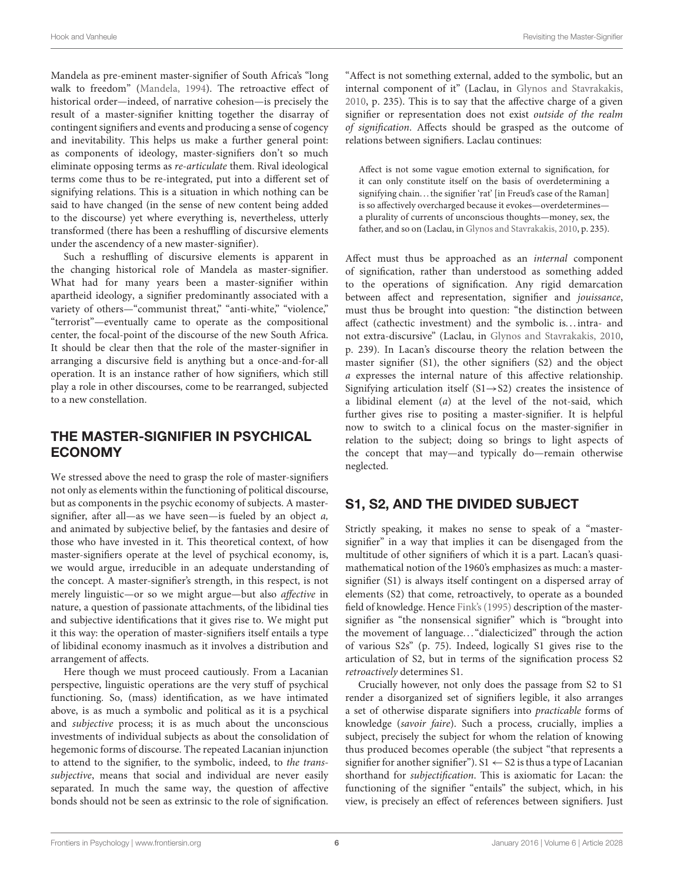Mandela as pre-eminent master-signifier of South Africa's "long walk to freedom" (Mandela, 1994). The retroactive effect of historical order—indeed, of narrative cohesion—is precisely the result of a master-signifier knitting together the disarray of contingent signifiers and events and producing a sense of cogency and inevitability. This helps us make a further general point: as components of ideology, master-signifiers don't so much eliminate opposing terms as *re-articulate* them. Rival ideological terms come thus to be re-integrated, put into a different set of signifying relations. This is a situation in which nothing can be said to have changed (in the sense of new content being added to the discourse) yet where everything is, nevertheless, utterly transformed (there has been a reshuffling of discursive elements under the ascendency of a new master-signifier).

Such a reshuffling of discursive elements is apparent in the changing historical role of Mandela as master-signifier. What had for many years been a master-signifier within apartheid ideology, a signifier predominantly associated with a variety of others—"communist threat," "anti-white," "violence," "terrorist"—eventually came to operate as the compositional center, the focal-point of the discourse of the new South Africa. It should be clear then that the role of the master-signifier in arranging a discursive field is anything but a once-and-for-all operation. It is an instance rather of how signifiers, which still play a role in other discourses, come to be rearranged, subjected to a new constellation.

## THE MASTER-SIGNIFIER IN PSYCHICAL ECONOMY

We stressed above the need to grasp the role of master-signifiers not only as elements within the functioning of political discourse, but as components in the psychic economy of subjects. A master-signifier, after all—as we have seen—is fueled by an object *a,* and animated by subjective belief, by the fantasies and desire of those who have invested in it. This theoretical context, of how master-signifiers operate at the level of psychical economy, is, we would argue, irreducible in an adequate understanding of the concept. A master-signifier's strength, in this respect, is not merely linguistic—or so we might argue—but also *affective* in nature, a question of passionate attachments, of the libidinal ties and subjective identifications that it gives rise to. We might put it this way: the operation of master-signifiers itself entails a type of libidinal economy inasmuch as it involves a distribution and arrangement of affects.

Here though we must proceed cautiously. From a Lacanian perspective, linguistic operations are the very stuff of psychical functioning. So, (mass) identification, as we have intimated above, is as much a symbolic and political as it is a psychical and *subjective* process; it is as much about the unconscious investments of individual subjects as about the consolidation of hegemonic forms of discourse. The repeated Lacanian injunction to attend to the signifier, to the symbolic, indeed, to *the trans-subjective*, means that social and individual are never easily separated. In much the same way, the question of affective bonds should not be seen as extrinsic to the role of signification.

"Affect is not something external, added to the symbolic, but an internal component of it" (Laclau, in Glynos and Stavrakakis, 2010, p. 235). This is to say that the affective charge of a given signifier or representation does not exist *outside of the realm of signification*. Affects should be grasped as the outcome of relations between signifiers. Laclau continues:

> Affect is not some vague emotion external to signification, for it can only constitute itself on the basis of overdetermining a signifying chain... the signifier 'rat' [in Freud's case of the Raman] is so affectively overcharged because it evokes—overdetermines—a plurality of currents of unconscious thoughts—money, sex, the father, and so on (Laclau, in Glynos and Stavrakakis, 2010, p. 235).

Affect must thus be approached as an *internal* component of signification, rather than understood as something added to the operations of signification. Any rigid demarcation between affect and representation, signifier and *jouissance*, must thus be brought into question: "the distinction between affect (cathectic investment) and the symbolic is... intra- and not extra-discursive" (Laclau, in Glynos and Stavrakakis, 2010, p. 239). In Lacan's discourse theory the relation between the master signifier (S1), the other signifiers (S2) and the object *a* expresses the internal nature of this affective relationship. Signifying articulation itself (S1→S2) creates the insistence of a libidinal element (*a*) at the level of the not-said, which further gives rise to positing a master-signifier. It is helpful now to switch to a clinical focus on the master-signifier in relation to the subject; doing so brings to light aspects of the concept that may—and typically do—remain otherwise neglected.

## S1, S2, AND THE DIVIDED SUBJECT

Strictly speaking, it makes no sense to speak of a "master-signifier" in a way that implies it can be disengaged from the multitude of other signifiers of which it is a part. Lacan's quasi-mathematical notion of the 1960's emphasizes as much: a master-signifier (S1) is always itself contingent on a dispersed array of elements (S2) that come, retroactively, to operate as a bounded field of knowledge. Hence Fink's (1995) description of the master-signifier as "the nonsensical signifier" which is "brought into the movement of language... "dialecticized" through the action of various S2s" (p. 75). Indeed, logically S1 gives rise to the articulation of S2, but in terms of the signification process S2 *retroactively* determines S1.

Crucially however, not only does the passage from S2 to S1 render a disorganized set of signifiers legible, it also arranges a set of otherwise disparate signifiers into *practicable* forms of knowledge (*savoir faire*). Such a process, crucially, implies a subject, precisely the subject for whom the relation of knowing thus produced becomes operable (the subject "that represents a signifier for another signifier"). S1 ← S2 is thus a type of Lacanian shorthand for *subjectification*. This is axiomatic for Lacan: the functioning of the signifier "entails" the subject, which, in his view, is precisely an effect of references between signifiers. Just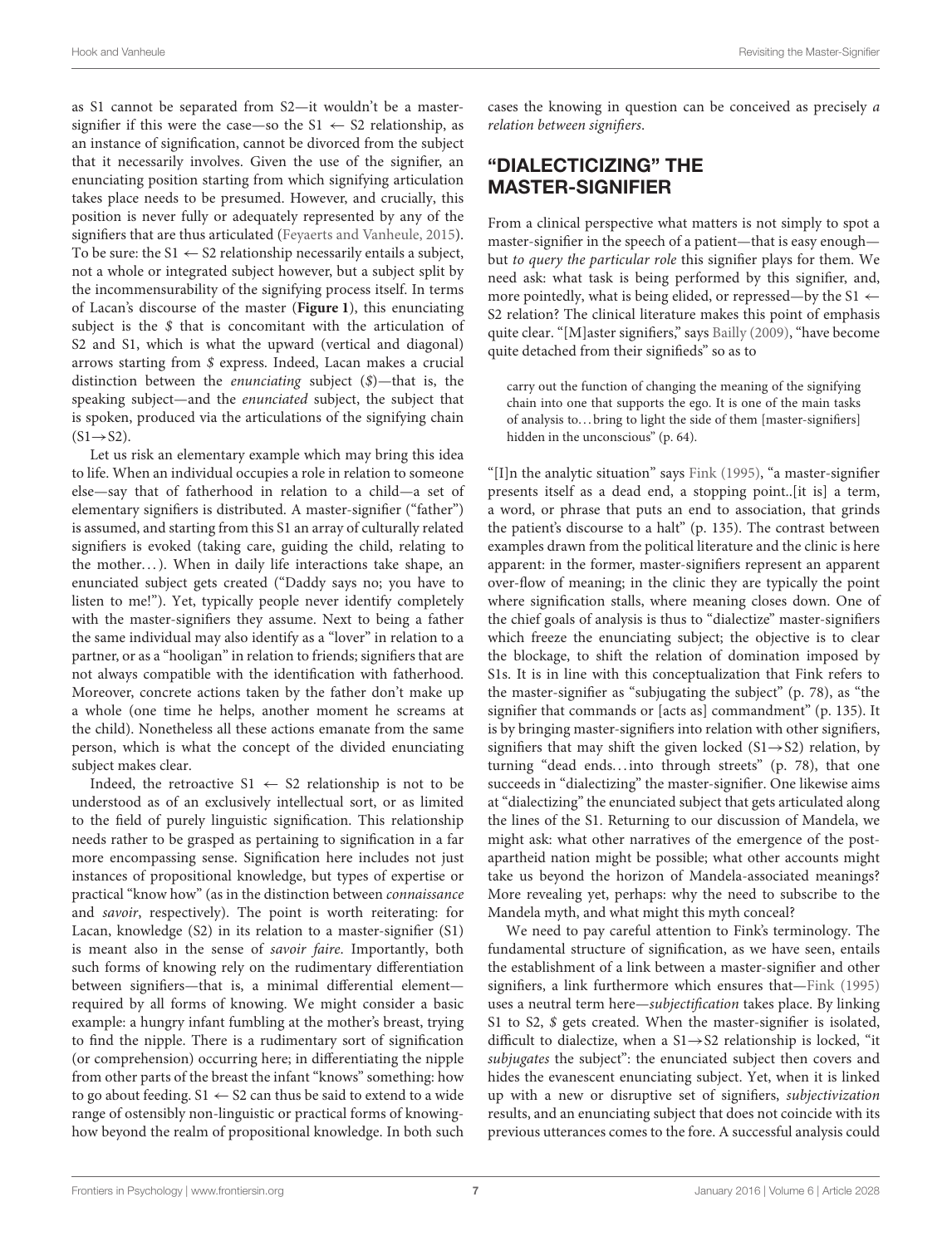as S1 cannot be separated from S2—it wouldn't be a master-signifier if this were the case—so the S1 ← S2 relationship, as an instance of signification, cannot be divorced from the subject that it necessarily involves. Given the use of the signifier, an enunciating position starting from which signifying articulation takes place needs to be presumed. However, and crucially, this position is never fully or adequately represented by any of the signifiers that are thus articulated (Feyaerts and Vanheule, 2015). To be sure: the S1 ← S2 relationship necessarily entails a subject, not a whole or integrated subject however, but a subject split by the incommensurability of the signifying process itself. In terms of Lacan's discourse of the master (**Figure 1**), this enunciating subject is the *$* that is concomitant with the articulation of S2 and S1, which is what the upward (vertical and diagonal) arrows starting from *$* express. Indeed, Lacan makes a crucial distinction between the *enunciating* subject (*$*)—that is, the speaking subject—and the *enunciated* subject, the subject that is spoken, produced via the articulations of the signifying chain (S1→S2).

Let us risk an elementary example which may bring this idea to life. When an individual occupies a role in relation to someone else—say that of fatherhood in relation to a child—a set of elementary signifiers is distributed. A master-signifier ("father") is assumed, and starting from this S1 an array of culturally related signifiers is evoked (taking care, guiding the child, relating to the mother…). When in daily life interactions take shape, an enunciated subject gets created ("Daddy says no; you have to listen to me!"). Yet, typically people never identify completely with the master-signifiers they assume. Next to being a father the same individual may also identify as a "lover" in relation to a partner, or as a "hooligan" in relation to friends; signifiers that are not always compatible with the identification with fatherhood. Moreover, concrete actions taken by the father don't make up a whole (one time he helps, another moment he screams at the child). Nonetheless all these actions emanate from the same person, which is what the concept of the divided enunciating subject makes clear.

Indeed, the retroactive S1 ← S2 relationship is not to be understood as of an exclusively intellectual sort, or as limited to the field of purely linguistic signification. This relationship needs rather to be grasped as pertaining to signification in a far more encompassing sense. Signification here includes not just instances of propositional knowledge, but types of expertise or practical "know how" (as in the distinction between *connaissance* and *savoir*, respectively). The point is worth reiterating: for Lacan, knowledge (S2) in its relation to a master-signifier (S1) is meant also in the sense of *savoir faire*. Importantly, both such forms of knowing rely on the rudimentary differentiation between signifiers—that is, a minimal differential element—required by all forms of knowing. We might consider a basic example: a hungry infant fumbling at the mother's breast, trying to find the nipple. There is a rudimentary sort of signification (or comprehension) occurring here; in differentiating the nipple from other parts of the breast the infant "knows" something: how to go about feeding. S1 ← S2 can thus be said to extend to a wide range of ostensibly non-linguistic or practical forms of knowing-how beyond the realm of propositional knowledge. In both such cases the knowing in question can be conceived as precisely *a relation between signifiers*.

## "DIALECTICIZING" THE MASTER-SIGNIFIER

From a clinical perspective what matters is not simply to spot a master-signifier in the speech of a patient—that is easy enough—but *to query the particular role* this signifier plays for them. We need ask: what task is being performed by this signifier, and, more pointedly, what is being elided, or repressed—by the S1 ← S2 relation? The clinical literature makes this point of emphasis quite clear. "[M]aster signifiers," says Bailly (2009), "have become quite detached from their signifieds" so as to

> carry out the function of changing the meaning of the signifying chain into one that supports the ego. It is one of the main tasks of analysis to…bring to light the side of them [master-signifiers] hidden in the unconscious" (p. 64).

"[I]n the analytic situation" says Fink (1995), "a master-signifier presents itself as a dead end, a stopping point..[it is] a term, a word, or phrase that puts an end to association, that grinds the patient's discourse to a halt" (p. 135). The contrast between examples drawn from the political literature and the clinic is here apparent: in the former, master-signifiers represent an apparent over-flow of meaning; in the clinic they are typically the point where signification stalls, where meaning closes down. One of the chief goals of analysis is thus to "dialectize" master-signifiers which freeze the enunciating subject; the objective is to clear the blockage, to shift the relation of domination imposed by S1s. It is in line with this conceptualization that Fink refers to the master-signifier as "subjugating the subject" (p. 78), as "the signifier that commands or [acts as] commandment" (p. 135). It is by bringing master-signifiers into relation with other signifiers, signifiers that may shift the given locked (S1→S2) relation, by turning "dead ends…into through streets" (p. 78), that one succeeds in "dialectizing" the master-signifier. One likewise aims at "dialectizing" the enunciated subject that gets articulated along the lines of the S1. Returning to our discussion of Mandela, we might ask: what other narratives of the emergence of the post-apartheid nation might be possible; what other accounts might take us beyond the horizon of Mandela-associated meanings? More revealing yet, perhaps: why the need to subscribe to the Mandela myth, and what might this myth conceal?

We need to pay careful attention to Fink's terminology. The fundamental structure of signification, as we have seen, entails the establishment of a link between a master-signifier and other signifiers, a link furthermore which ensures that—Fink (1995) uses a neutral term here—*subjectification* takes place. By linking S1 to S2, *$* gets created. When the master-signifier is isolated, difficult to dialectize, when a S1→S2 relationship is locked, "it *subjugates* the subject": the enunciated subject then covers and hides the evanescent enunciating subject. Yet, when it is linked up with a new or disruptive set of signifiers, *subjectivization* results, and an enunciating subject that does not coincide with its previous utterances comes to the fore. A successful analysis could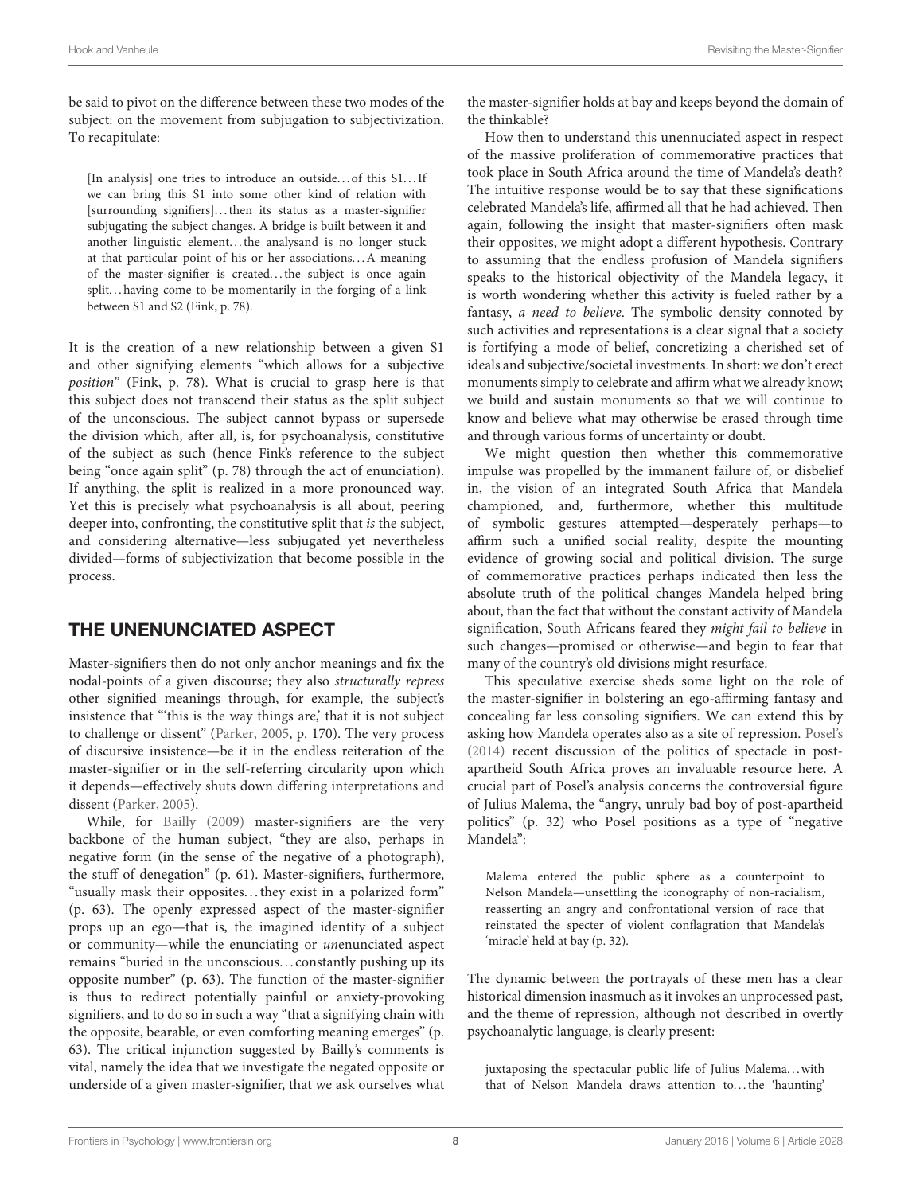be said to pivot on the difference between these two modes of the subject: on the movement from subjugation to subjectivization. To recapitulate:

> [In analysis] one tries to introduce an outside…of this S1…If we can bring this S1 into some other kind of relation with [surrounding signifiers]…then its status as a master-signifier subjugating the subject changes. A bridge is built between it and another linguistic element…the analysand is no longer stuck at that particular point of his or her associations…A meaning of the master-signifier is created…the subject is once again split…having come to be momentarily in the forging of a link between S1 and S2 (Fink, p. 78).

It is the creation of a new relationship between a given S1 and other signifying elements "which allows for a subjective *position*" (Fink, p. 78). What is crucial to grasp here is that this subject does not transcend their status as the split subject of the unconscious. The subject cannot bypass or supersede the division which, after all, is, for psychoanalysis, constitutive of the subject as such (hence Fink's reference to the subject being "once again split" (p. 78) through the act of enunciation). If anything, the split is realized in a more pronounced way. Yet this is precisely what psychoanalysis is all about, peering deeper into, confronting, the constitutive split that *is* the subject, and considering alternative—less subjugated yet nevertheless divided—forms of subjectivization that become possible in the process.

## THE UNENUNCIATED ASPECT

Master-signifiers then do not only anchor meanings and fix the nodal-points of a given discourse; they also *structurally repress* other signified meanings through, for example, the subject's insistence that "'this is the way things are,' that it is not subject to challenge or dissent" (Parker, 2005, p. 170). The very process of discursive insistence—be it in the endless reiteration of the master-signifier or in the self-referring circularity upon which it depends—effectively shuts down differing interpretations and dissent (Parker, 2005).

While, for Bailly (2009) master-signifiers are the very backbone of the human subject, "they are also, perhaps in negative form (in the sense of the negative of a photograph), the stuff of denegation" (p. 61). Master-signifiers, furthermore, "usually mask their opposites…they exist in a polarized form" (p. 63). The openly expressed aspect of the master-signifier props up an ego—that is, the imagined identity of a subject or community—while the enunciating or *un*enunciated aspect remains "buried in the unconscious…constantly pushing up its opposite number" (p. 63). The function of the master-signifier is thus to redirect potentially painful or anxiety-provoking signifiers, and to do so in such a way "that a signifying chain with the opposite, bearable, or even comforting meaning emerges" (p. 63). The critical injunction suggested by Bailly's comments is vital, namely the idea that we investigate the negated opposite or underside of a given master-signifier, that we ask ourselves what the master-signifier holds at bay and keeps beyond the domain of the thinkable?

How then to understand this unennuciated aspect in respect of the massive proliferation of commemorative practices that took place in South Africa around the time of Mandela's death? The intuitive response would be to say that these significations celebrated Mandela's life, affirmed all that he had achieved. Then again, following the insight that master-signifiers often mask their opposites, we might adopt a different hypothesis. Contrary to assuming that the endless profusion of Mandela signifiers speaks to the historical objectivity of the Mandela legacy, it is worth wondering whether this activity is fueled rather by a fantasy, *a need to believe*. The symbolic density connoted by such activities and representations is a clear signal that a society is fortifying a mode of belief, concretizing a cherished set of ideals and subjective/societal investments. In short: we don't erect monuments simply to celebrate and affirm what we already know; we build and sustain monuments so that we will continue to know and believe what may otherwise be erased through time and through various forms of uncertainty or doubt.

We might question then whether this commemorative impulse was propelled by the immanent failure of, or disbelief in, the vision of an integrated South Africa that Mandela championed, and, furthermore, whether this multitude of symbolic gestures attempted—desperately perhaps—to affirm such a unified social reality, despite the mounting evidence of growing social and political division. The surge of commemorative practices perhaps indicated then less the absolute truth of the political changes Mandela helped bring about, than the fact that without the constant activity of Mandela signification, South Africans feared they *might fail to believe* in such changes—promised or otherwise—and begin to fear that many of the country's old divisions might resurface.

This speculative exercise sheds some light on the role of the master-signifier in bolstering an ego-affirming fantasy and concealing far less consoling signifiers. We can extend this by asking how Mandela operates also as a site of repression. Posel's (2014) recent discussion of the politics of spectacle in post-apartheid South Africa proves an invaluable resource here. A crucial part of Posel's analysis concerns the controversial figure of Julius Malema, the "angry, unruly bad boy of post-apartheid politics" (p. 32) who Posel positions as a type of "negative Mandela":

> Malema entered the public sphere as a counterpoint to Nelson Mandela—unsettling the iconography of non-racialism, reasserting an angry and confrontational version of race that reinstated the specter of violent conflagration that Mandela's 'miracle' held at bay (p. 32).

The dynamic between the portrayals of these men has a clear historical dimension inasmuch as it invokes an unprocessed past, and the theme of repression, although not described in overtly psychoanalytic language, is clearly present:

> juxtaposing the spectacular public life of Julius Malema…with that of Nelson Mandela draws attention to…the 'haunting'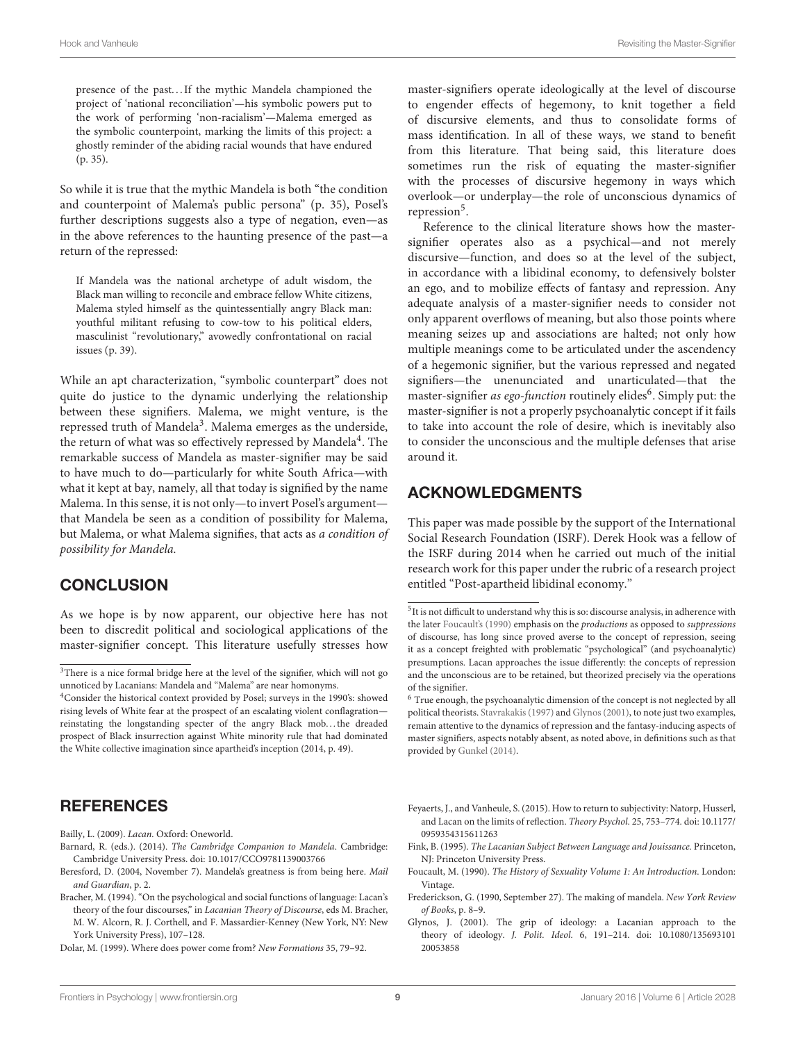> presence of the past…If the mythic Mandela championed the project of 'national reconciliation'—his symbolic powers put to the work of performing 'non-racialism'—Malema emerged as the symbolic counterpoint, marking the limits of this project: a ghostly reminder of the abiding racial wounds that have endured (p. 35).

So while it is true that the mythic Mandela is both "the condition and counterpoint of Malema's public persona" (p. 35), Posel's further descriptions suggests also a type of negation, even—as in the above references to the haunting presence of the past—a return of the repressed:

> If Mandela was the national archetype of adult wisdom, the Black man willing to reconcile and embrace fellow White citizens, Malema styled himself as the quintessentially angry Black man: youthful militant refusing to cow-tow to his political elders, masculinist "revolutionary," avowedly confrontational on racial issues (p. 39).

While an apt characterization, "symbolic counterpart" does not quite do justice to the dynamic underlying the relationship between these signifiers. Malema, we might venture, is the repressed truth of Mandela[3]. Malema emerges as the underside, the return of what was so effectively repressed by Mandela[4]. The remarkable success of Mandela as master-signifier may be said to have much to do—particularly for white South Africa—with what it kept at bay, namely, all that today is signified by the name Malema. In this sense, it is not only—to invert Posel's argument—that Mandela be seen as a condition of possibility for Malema, but Malema, or what Malema signifies, that acts as *a condition of possibility for Mandela.*

## CONCLUSION

As we hope is by now apparent, our objective here has not been to discredit political and sociological applications of the master-signifier concept. This literature usefully stresses how master-signifiers operate ideologically at the level of discourse to engender effects of hegemony, to knit together a field of discursive elements, and thus to consolidate forms of mass identification. In all of these ways, we stand to benefit from this literature. That being said, this literature does sometimes run the risk of equating the master-signifier with the processes of discursive hegemony in ways which overlook—or underplay—the role of unconscious dynamics of repression[5].

Reference to the clinical literature shows how the master-signifier operates also as a psychical—and not merely discursive—function, and does so at the level of the subject, in accordance with a libidinal economy, to defensively bolster an ego, and to mobilize effects of fantasy and repression. Any adequate analysis of a master-signifier needs to consider not only apparent overflows of meaning, but also those points where meaning seizes up and associations are halted; not only how multiple meanings come to be articulated under the ascendency of a hegemonic signifier, but the various repressed and negated signifiers—the unenunciated and unarticulated—that the master-signifier *as ego-function* routinely elides[6]. Simply put: the master-signifier is not a properly psychoanalytic concept if it fails to take into account the role of desire, which is inevitably also to consider the unconscious and the multiple defenses that arise around it.

## ACKNOWLEDGMENTS

This paper was made possible by the support of the International Social Research Foundation (ISRF). Derek Hook was a fellow of the ISRF during 2014 when he carried out much of the initial research work for this paper under the rubric of a research project entitled "Post-apartheid libidinal economy."

---

[3] There is a nice formal bridge here at the level of the signifier, which will not go unnoticed by Lacanians: Mandela and "Malema" are near homonyms.

[4] Consider the historical context provided by Posel; surveys in the 1990's: showed rising levels of White fear at the prospect of an escalating violent conflagration—reinstating the longstanding specter of the angry Black mob…the dreaded prospect of Black insurrection against White minority rule that had dominated the White collective imagination since apartheid's inception (2014, p. 49).

[5] It is not difficult to understand why this is so: discourse analysis, in adherence with the later Foucault's (1990) emphasis on the *productions* as opposed to *suppressions* of discourse, has long since proved averse to the concept of repression, seeing it as a concept freighted with problematic "psychological" (and psychoanalytic) presumptions. Lacan approaches the issue differently: the concepts of repression and the unconscious are to be retained, but theorized precisely via the operations of the signifier.

[6] True enough, the psychoanalytic dimension of the concept is not neglected by all political theorists. Stavrakakis (1997) and Glynos (2001), to note just two examples, remain attentive to the dynamics of repression and the fantasy-inducing aspects of master signifiers, aspects notably absent, as noted above, in definitions such as that provided by Gunkel (2014).

## REFERENCES

Bailly, L. (2009). *Lacan.* Oxford: Oneworld.

Barnard, R. (eds.). (2014). *The Cambridge Companion to Mandela.* Cambridge: Cambridge University Press. doi: 10.1017/CCO9781139003766

Beresford, D. (2004, November 7). Mandela's greatness is from being here. *Mail and Guardian*, p. 2.

Bracher, M. (1994). "On the psychological and social functions of language: Lacan's theory of the four discourses," in *Lacanian Theory of Discourse*, eds M. Bracher, M. W. Alcorn, R. J. Corthell, and F. Massardier-Kenney (New York, NY: New York University Press), 107–128.

Dolar, M. (1999). Where does power come from? *New Formations* 35, 79–92.

Feyaerts, J., and Vanheule, S. (2015). How to return to subjectivity: Natorp, Husserl, and Lacan on the limits of reflection. *Theory Psychol.* 25, 753–774. doi: 10.1177/0959354315611263

Fink, B. (1995). *The Lacanian Subject Between Language and Jouissance.* Princeton, NJ: Princeton University Press.

Foucault, M. (1990). *The History of Sexuality Volume 1: An Introduction.* London: Vintage.

Frederickson, G. (1990, September 27). The making of mandela. *New York Review of Books*, p. 8–9.

Glynos, J. (2001). The grip of ideology: a Lacanian approach to the theory of ideology. *J. Polit. Ideol.* 6, 191–214. doi: 10.1080/13569310120053858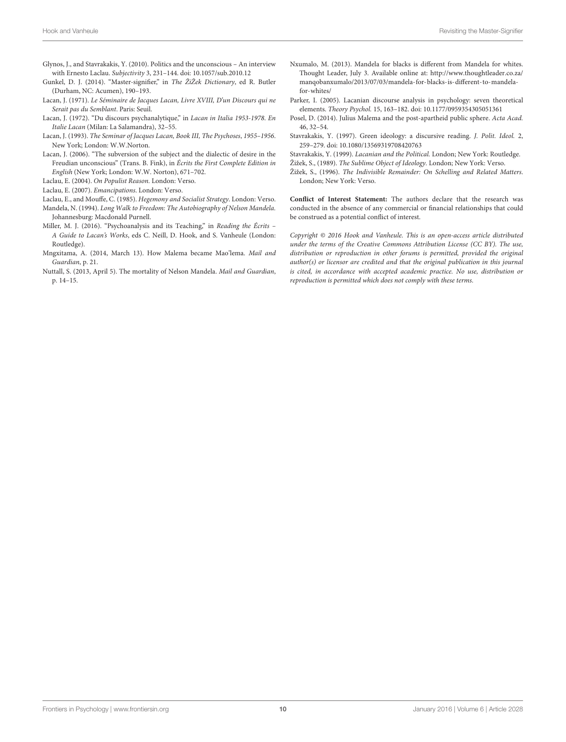Glynos, J., and Stavrakakis, Y. (2010). Politics and the unconscious – An interview with Ernesto Laclau. *Subjectivity* 3, 231–144. doi: 10.1057/sub.2010.12

Gunkel, D. J. (2014). "Master-signifier," in *The ŽiŽek Dictionary*, ed R. Butler (Durham, NC: Acumen), 190–193.

Lacan, J. (1971). *Le Séminaire de Jacques Lacan, Livre XVIII, D'un Discours qui ne Serait pas du Semblant*. Paris: Seuil.

Lacan, J. (1972). "Du discours psychanalytique," in *Lacan in Italia 1953-1978. En Italie Lacan* (Milan: La Salamandra), 32–55.

Lacan, J. (1993). *The Seminar of Jacques Lacan, Book III, The Psychoses, 1955–1956*. New York; London: W.W.Norton.

Lacan, J. (2006). "The subversion of the subject and the dialectic of desire in the Freudian unconscious" (Trans. B. Fink), in *Écrits the First Complete Edition in English* (New York; London: W.W. Norton), 671–702.

Laclau, E. (2004). *On Populist Reason*. London: Verso.

Laclau, E. (2007). *Emancipations*. London: Verso.

Laclau, E., and Mouffe, C. (1985). *Hegemony and Socialist Strategy*. London: Verso.

Mandela, N. (1994). *Long Walk to Freedom: The Autobiography of Nelson Mandela*. Johannesburg: Macdonald Purnell.

Miller, M. J. (2016). "Psychoanalysis and its Teaching," in *Reading the Écrits – A Guide to Lacan's Works*, eds C. Neill, D. Hook, and S. Vanheule (London: Routledge).

Mngxitama, A. (2014, March 13). How Malema became Mao'lema. *Mail and Guardian*, p. 21.

Nuttall, S. (2013, April 5). The mortality of Nelson Mandela. *Mail and Guardian*, p. 14–15.

Nxumalo, M. (2013). Mandela for blacks is different from Mandela for whites. Thought Leader, July 3. Available online at: http://www.thoughtleader.co.za/manqobanxumalo/2013/07/03/mandela-for-blacks-is-different-to-mandela-for-whites/

Parker, I. (2005). Lacanian discourse analysis in psychology: seven theoretical elements. *Theory Psychol.* 15, 163–182. doi: 10.1177/0959354305051361

Posel, D. (2014). Julius Malema and the post-apartheid public sphere. *Acta Acad.* 46, 32–54.

Stavrakakis, Y. (1997). Green ideology: a discursive reading. *J. Polit. Ideol.* 2, 259–279. doi: 10.1080/13569319708420763

Stavrakakis, Y. (1999). *Lacanian and the Political*. London; New York: Routledge.

Žižek, S., (1989). *The Sublime Object of Ideology*. London; New York: Verso.

Žižek, S., (1996). *The Indivisible Remainder: On Schelling and Related Matters*. London; New York: Verso.

**Conflict of Interest Statement:** The authors declare that the research was conducted in the absence of any commercial or financial relationships that could be construed as a potential conflict of interest.

*Copyright © 2016 Hook and Vanheule. This is an open-access article distributed under the terms of the Creative Commons Attribution License (CC BY). The use, distribution or reproduction in other forums is permitted, provided the original author(s) or licensor are credited and that the original publication in this journal is cited, in accordance with accepted academic practice. No use, distribution or reproduction is permitted which does not comply with these terms.*